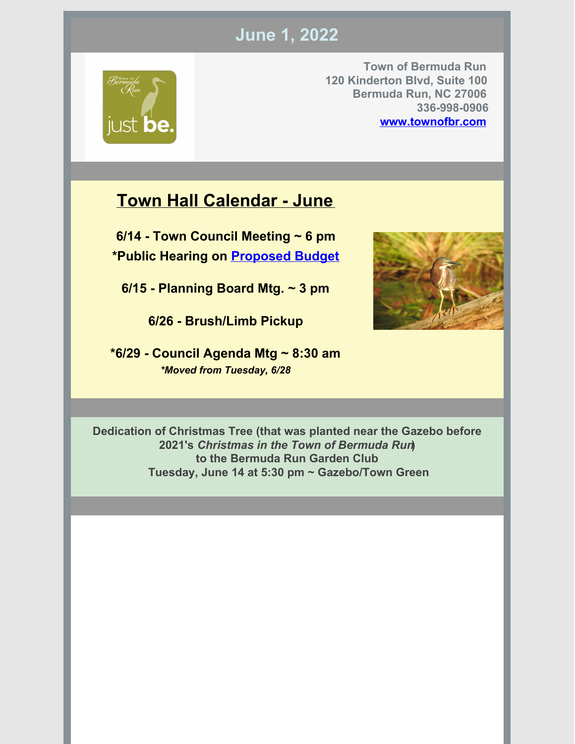## June 1, 2022

**Town of Bermuda Run**
**120 Kinderton Blvd, Suite 100**
**Bermuda Run, NC 27006**
**336-998-0906**
**[www.townofbr.com](http://www.townofbr.com)**

## Town Hall Calendar - June

**6/14 - Town Council Meeting ~ 6 pm**
**\*Public Hearing on [Proposed Budget]**

**6/15 - Planning Board Mtg. ~ 3 pm**

**6/26 - Brush/Limb Pickup**

**\*6/29 - Council Agenda Mtg ~ 8:30 am**
***\*Moved from Tuesday, 6/28***

**Dedication of Christmas Tree (that was planted near the Gazebo before 2021's *Christmas in the Town of Bermuda Run*)**
**to the Bermuda Run Garden Club**
**Tuesday, June 14 at 5:30 pm ~ Gazebo/Town Green**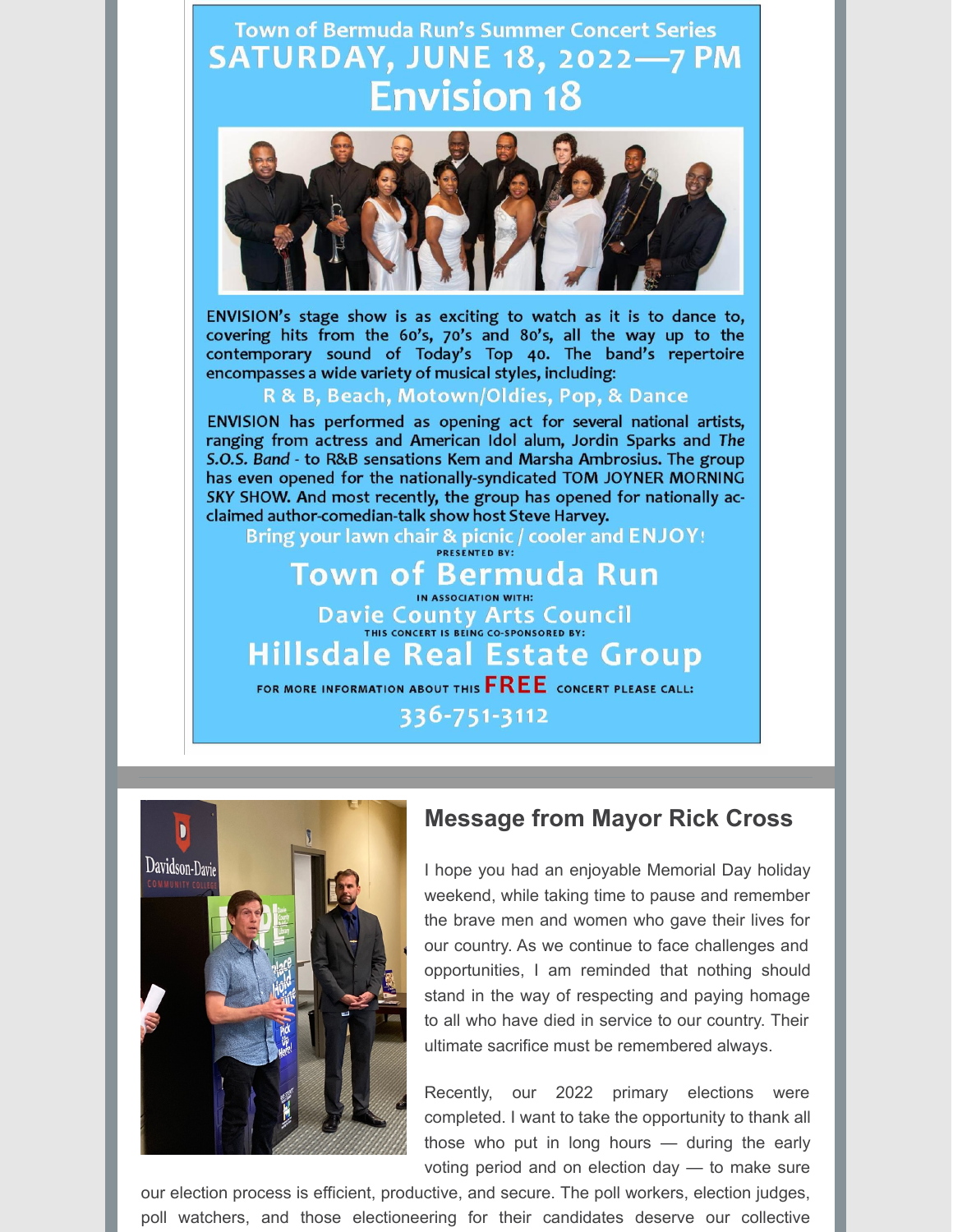Town of Bermuda Run's Summer Concert Series

# SATURDAY, JUNE 18, 2022—7 PM

# Envision 18

ENVISION's stage show is as exciting to watch as it is to dance to, covering hits from the 60's, 70's and 80's, all the way up to the contemporary sound of Today's Top 40. The band's repertoire encompasses a wide variety of musical styles, including:

**R & B, Beach, Motown/Oldies, Pop, & Dance**

ENVISION has performed as opening act for several national artists, ranging from actress and American Idol alum, Jordin Sparks and *The S.O.S. Band* - to R&B sensations Kem and Marsha Ambrosius. The group has even opened for the nationally-syndicated TOM JOYNER MORNING SKY SHOW. And most recently, the group has opened for nationally acclaimed author-comedian-talk show host Steve Harvey.

**Bring your lawn chair & picnic / cooler and ENJOY!**

PRESENTED BY:

**Town of Bermuda Run**

IN ASSOCIATION WITH:

**Davie County Arts Council**

THIS CONCERT IS BEING CO-SPONSORED BY:

**Hillsdale Real Estate Group**

FOR MORE INFORMATION ABOUT THIS **FREE** CONCERT PLEASE CALL:

**336-751-3112**

## Message from Mayor Rick Cross

I hope you had an enjoyable Memorial Day holiday weekend, while taking time to pause and remember the brave men and women who gave their lives for our country. As we continue to face challenges and opportunities, I am reminded that nothing should stand in the way of respecting and paying homage to all who have died in service to our country. Their ultimate sacrifice must be remembered always.

Recently, our 2022 primary elections were completed. I want to take the opportunity to thank all those who put in long hours — during the early voting period and on election day — to make sure our election process is efficient, productive, and secure. The poll workers, election judges, poll watchers, and those electioneering for their candidates deserve our collective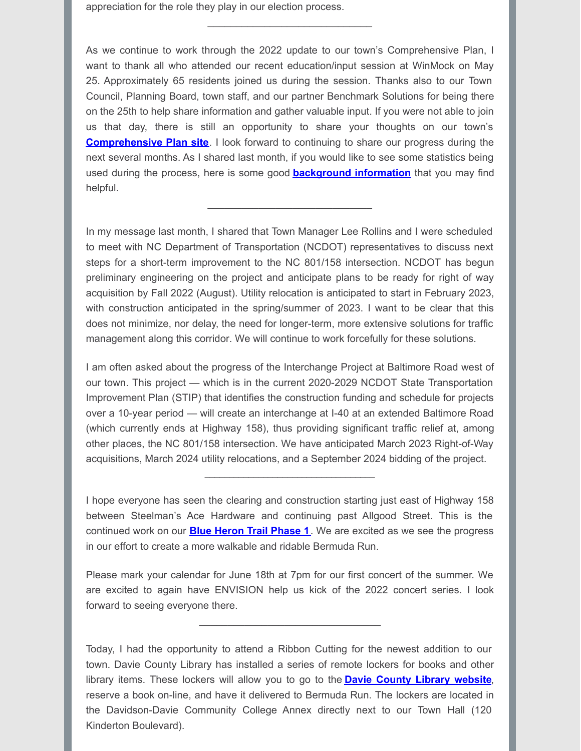appreciation for the role they play in our election process.

______________________________

As we continue to work through the 2022 update to our town's Comprehensive Plan, I want to thank all who attended our recent education/input session at WinMock on May 25. Approximately 65 residents joined us during the session. Thanks also to our Town Council, Planning Board, town staff, and our partner Benchmark Solutions for being there on the 25th to help share information and gather valuable input. If you were not able to join us that day, there is still an opportunity to share your thoughts on our town's **Comprehensive Plan site**. I look forward to continuing to share our progress during the next several months. As I shared last month, if you would like to see some statistics being used during the process, here is some good **background information** that you may find helpful.

______________________________

In my message last month, I shared that Town Manager Lee Rollins and I were scheduled to meet with NC Department of Transportation (NCDOT) representatives to discuss next steps for a short-term improvement to the NC 801/158 intersection. NCDOT has begun preliminary engineering on the project and anticipate plans to be ready for right of way acquisition by Fall 2022 (August). Utility relocation is anticipated to start in February 2023, with construction anticipated in the spring/summer of 2023. I want to be clear that this does not minimize, nor delay, the need for longer-term, more extensive solutions for traffic management along this corridor. We will continue to work forcefully for these solutions.

I am often asked about the progress of the Interchange Project at Baltimore Road west of our town. This project — which is in the current 2020-2029 NCDOT State Transportation Improvement Plan (STIP) that identifies the construction funding and schedule for projects over a 10-year period — will create an interchange at I-40 at an extended Baltimore Road (which currently ends at Highway 158), thus providing significant traffic relief at, among other places, the NC 801/158 intersection. We have anticipated March 2023 Right-of-Way acquisitions, March 2024 utility relocations, and a September 2024 bidding of the project.

______________________________

I hope everyone has seen the clearing and construction starting just east of Highway 158 between Steelman's Ace Hardware and continuing past Allgood Street. This is the continued work on our **Blue Heron Trail Phase 1**. We are excited as we see the progress in our effort to create a more walkable and ridable Bermuda Run.

Please mark your calendar for June 18th at 7pm for our first concert of the summer. We are excited to again have ENVISION help us kick of the 2022 concert series. I look forward to seeing everyone there.

______________________________

Today, I had the opportunity to attend a Ribbon Cutting for the newest addition to our town. Davie County Library has installed a series of remote lockers for books and other library items. These lockers will allow you to go to the **Davie County Library website**, reserve a book on-line, and have it delivered to Bermuda Run. The lockers are located in the Davidson-Davie Community College Annex directly next to our Town Hall (120 Kinderton Boulevard).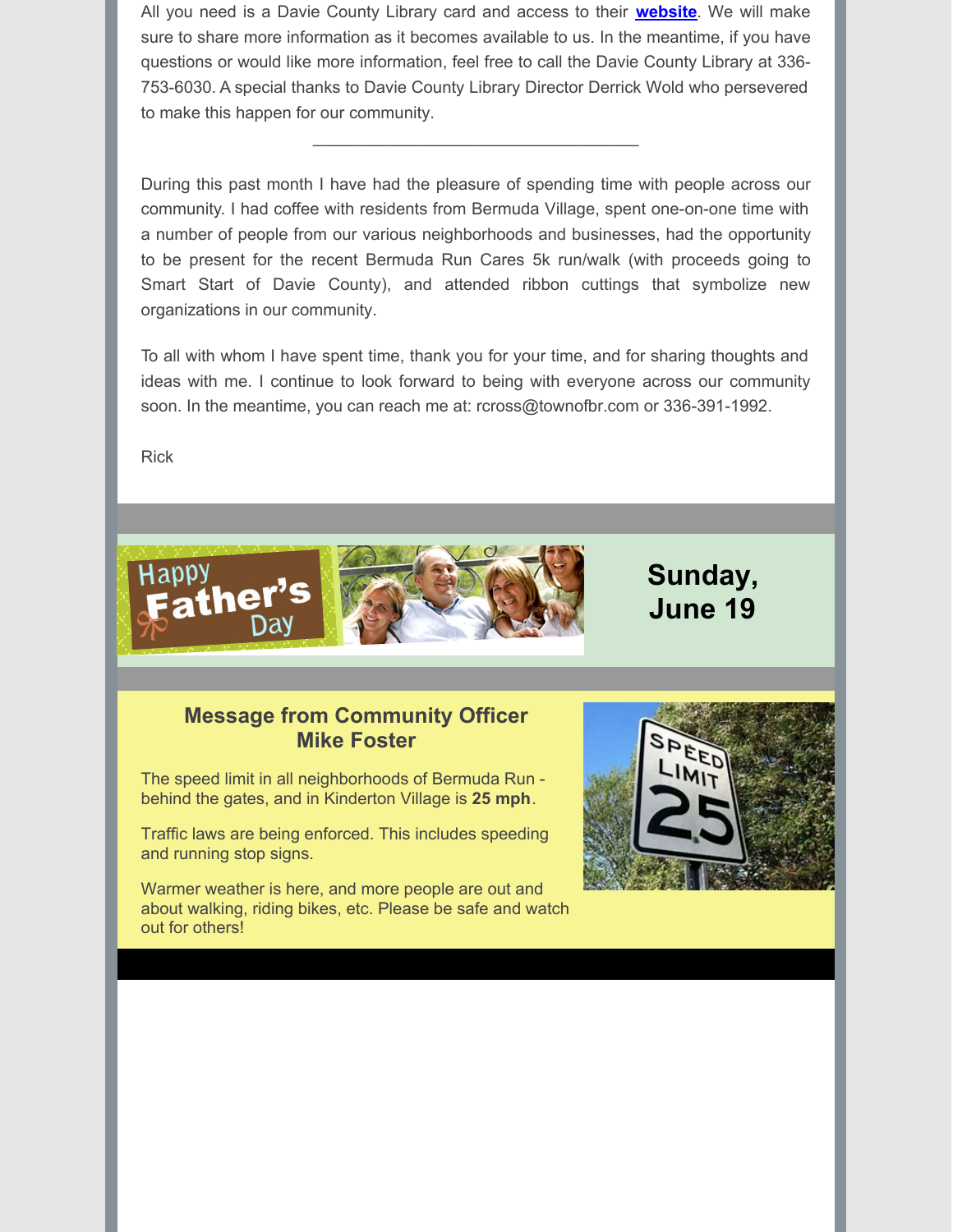All you need is a Davie County Library card and access to their **website**. We will make sure to share more information as it becomes available to us. In the meantime, if you have questions or would like more information, feel free to call the Davie County Library at 336-753-6030. A special thanks to Davie County Library Director Derrick Wold who persevered to make this happen for our community.

---

During this past month I have had the pleasure of spending time with people across our community. I had coffee with residents from Bermuda Village, spent one-on-one time with a number of people from our various neighborhoods and businesses, had the opportunity to be present for the recent Bermuda Run Cares 5k run/walk (with proceeds going to Smart Start of Davie County), and attended ribbon cuttings that symbolize new organizations in our community.

To all with whom I have spent time, thank you for your time, and for sharing thoughts and ideas with me. I continue to look forward to being with everyone across our community soon. In the meantime, you can reach me at: rcross@townofbr.com or 336-391-1992.

Rick

Happy Father's Day

**Sunday, June 19**

## Message from Community Officer Mike Foster

The speed limit in all neighborhoods of Bermuda Run - behind the gates, and in Kinderton Village is **25 mph**.

Traffic laws are being enforced. This includes speeding and running stop signs.

Warmer weather is here, and more people are out and about walking, riding bikes, etc. Please be safe and watch out for others!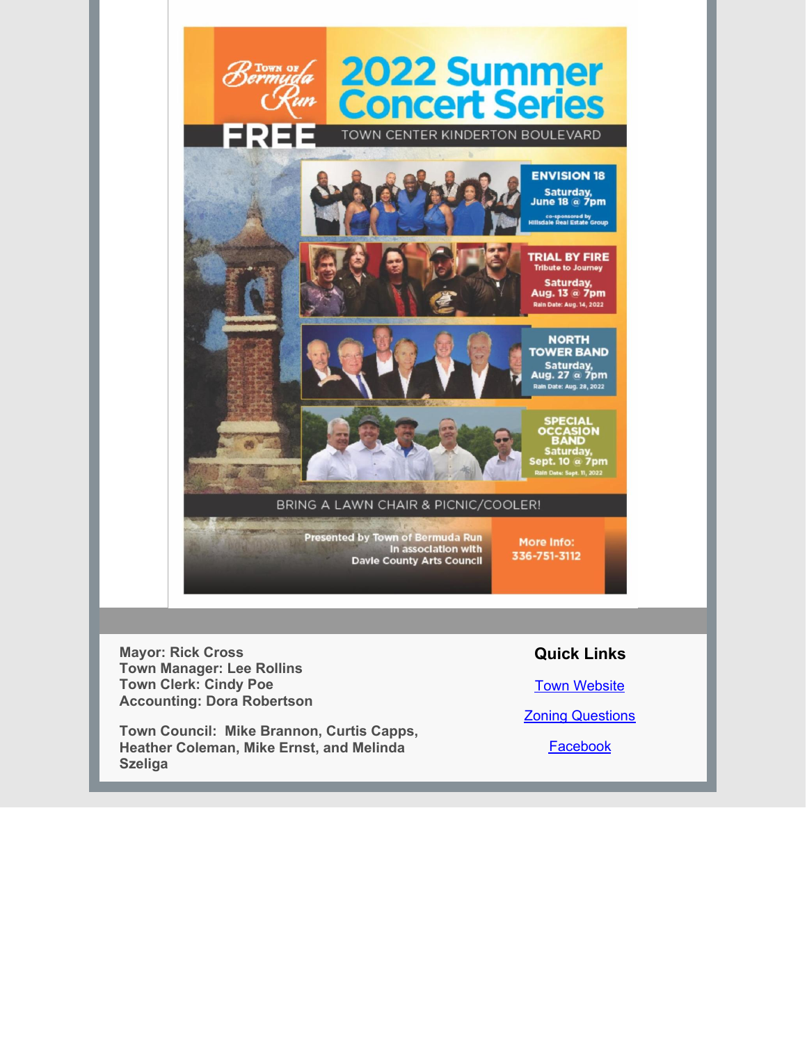Town of Bermuda Run

# 2022 Summer Concert Series

**FREE**

TOWN CENTER KINDERTON BOULEVARD

**ENVISION 18**
Saturday, June 18 @ 7pm
co-sponsored by Hillsdale Real Estate Group

**TRIAL BY FIRE**
Tribute to Journey
Saturday, Aug. 13 @ 7pm
Rain Date: Aug. 14, 2022

**NORTH TOWER BAND**
Saturday, Aug. 27 @ 7pm
Rain Date: Aug. 28, 2022

**SPECIAL OCCASION BAND**
Saturday, Sept. 10 @ 7pm
Rain Date: Sept. 11, 2022

BRING A LAWN CHAIR & PICNIC/COOLER!

Presented by Town of Bermuda Run
in association with
Davie County Arts Council

More Info:
336-751-3112

**Mayor: Rick Cross**
**Town Manager: Lee Rollins**
**Town Clerk: Cindy Poe**
**Accounting: Dora Robertson**

**Town Council: Mike Brannon, Curtis Capps, Heather Coleman, Mike Ernst, and Melinda Szeliga**

### Quick Links

Town Website

Zoning Questions

Facebook